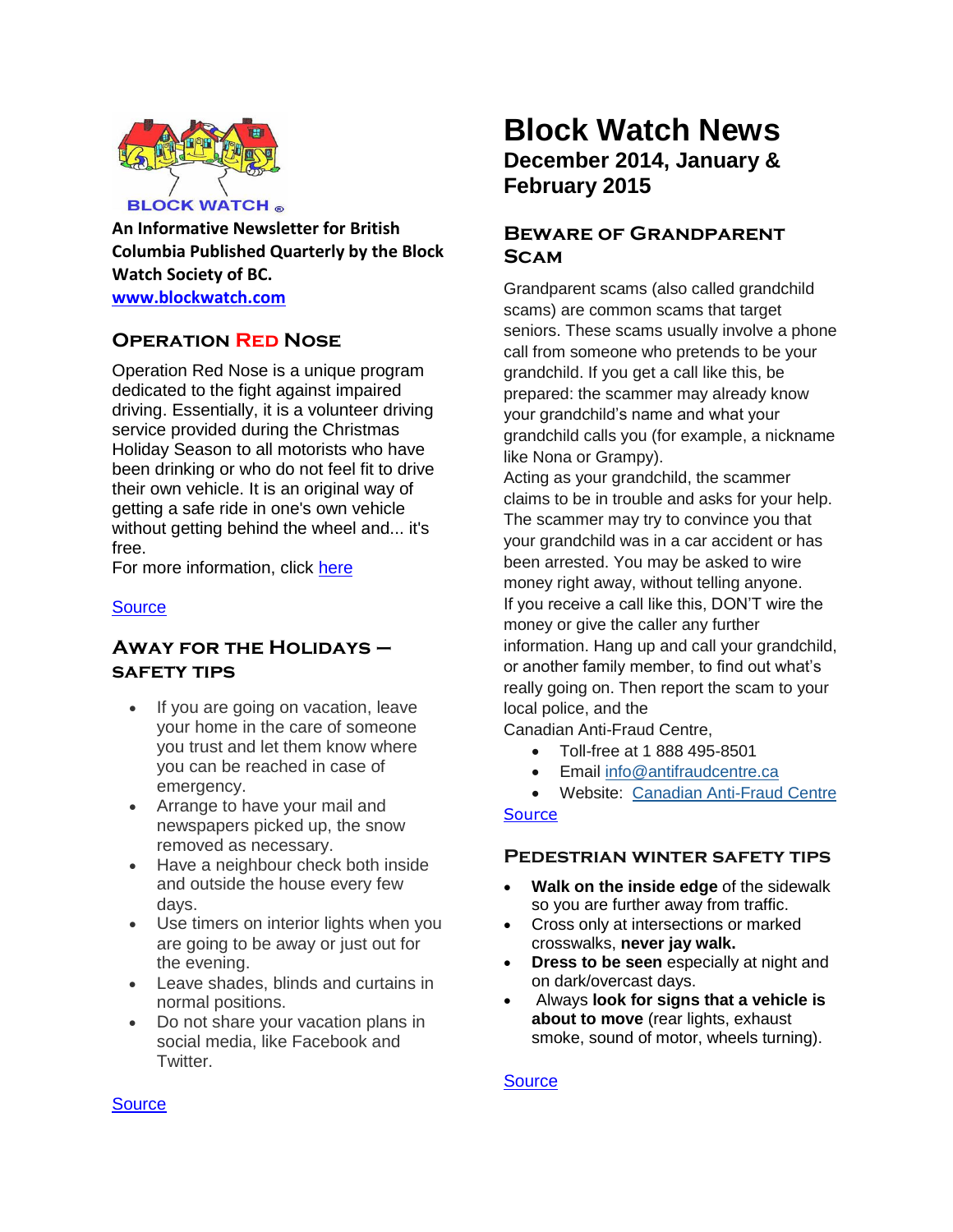BLOCK WATCH ®

**An Informative Newsletter for British Columbia Published Quarterly by the Block Watch Society of BC.**
**www.blockwatch.com**

# Block Watch News

## December 2014, January & February 2015

### Operation Red Nose

Operation Red Nose is a unique program dedicated to the fight against impaired driving. Essentially, it is a volunteer driving service provided during the Christmas Holiday Season to all motorists who have been drinking or who do not feel fit to drive their own vehicle. It is an original way of getting a safe ride in one's own vehicle without getting behind the wheel and... it's free.
For more information, click here

Source

### Away for the Holidays – Safety Tips

- If you are going on vacation, leave your home in the care of someone you trust and let them know where you can be reached in case of emergency.
- Arrange to have your mail and newspapers picked up, the snow removed as necessary.
- Have a neighbour check both inside and outside the house every few days.
- Use timers on interior lights when you are going to be away or just out for the evening.
- Leave shades, blinds and curtains in normal positions.
- Do not share your vacation plans in social media, like Facebook and Twitter.

Source

### Beware of Grandparent Scam

Grandparent scams (also called grandchild scams) are common scams that target seniors. These scams usually involve a phone call from someone who pretends to be your grandchild. If you get a call like this, be prepared: the scammer may already know your grandchild's name and what your grandchild calls you (for example, a nickname like Nona or Grampy).
Acting as your grandchild, the scammer claims to be in trouble and asks for your help. The scammer may try to convince you that your grandchild was in a car accident or has been arrested. You may be asked to wire money right away, without telling anyone.
If you receive a call like this, DON'T wire the money or give the caller any further information. Hang up and call your grandchild, or another family member, to find out what's really going on. Then report the scam to your local police, and the
Canadian Anti-Fraud Centre,

- Toll-free at 1 888 495-8501
- Email info@antifraudcentre.ca
- Website: Canadian Anti-Fraud Centre

Source

### Pedestrian Winter Safety Tips

- **Walk on the inside edge** of the sidewalk so you are further away from traffic.
- Cross only at intersections or marked crosswalks, **never jay walk.**
- **Dress to be seen** especially at night and on dark/overcast days.
- Always **look for signs that a vehicle is about to move** (rear lights, exhaust smoke, sound of motor, wheels turning).

Source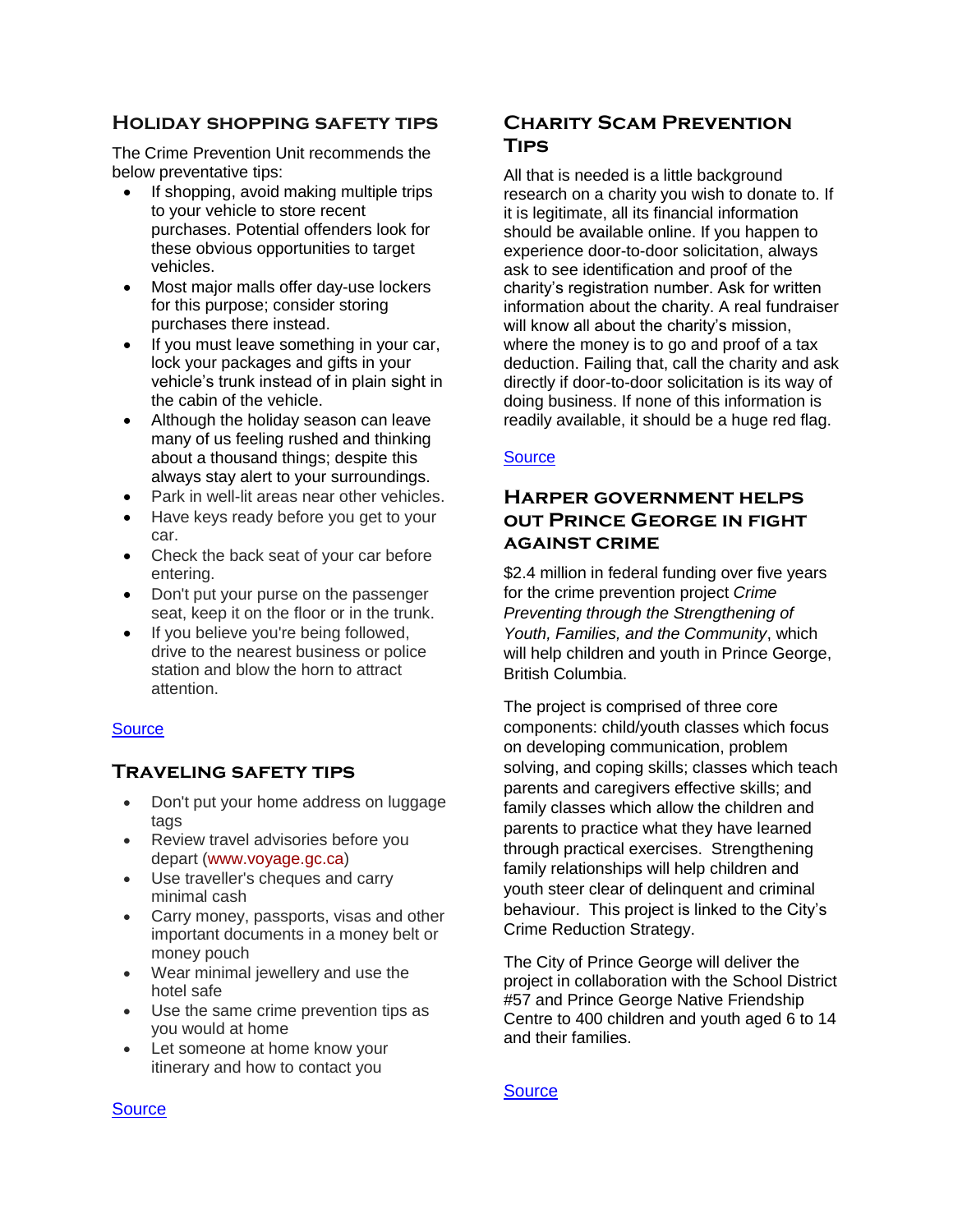## Holiday shopping safety tips

The Crime Prevention Unit recommends the below preventative tips:

- If shopping, avoid making multiple trips to your vehicle to store recent purchases. Potential offenders look for these obvious opportunities to target vehicles.
- Most major malls offer day-use lockers for this purpose; consider storing purchases there instead.
- If you must leave something in your car, lock your packages and gifts in your vehicle's trunk instead of in plain sight in the cabin of the vehicle.
- Although the holiday season can leave many of us feeling rushed and thinking about a thousand things; despite this always stay alert to your surroundings.
- Park in well-lit areas near other vehicles.
- Have keys ready before you get to your car.
- Check the back seat of your car before entering.
- Don't put your purse on the passenger seat, keep it on the floor or in the trunk.
- If you believe you're being followed, drive to the nearest business or police station and blow the horn to attract attention.

Source

## Traveling safety tips

- Don't put your home address on luggage tags
- Review travel advisories before you depart (www.voyage.gc.ca)
- Use traveller's cheques and carry minimal cash
- Carry money, passports, visas and other important documents in a money belt or money pouch
- Wear minimal jewellery and use the hotel safe
- Use the same crime prevention tips as you would at home
- Let someone at home know your itinerary and how to contact you

Source

## Charity Scam Prevention Tips

All that is needed is a little background research on a charity you wish to donate to. If it is legitimate, all its financial information should be available online. If you happen to experience door-to-door solicitation, always ask to see identification and proof of the charity's registration number. Ask for written information about the charity. A real fundraiser will know all about the charity's mission, where the money is to go and proof of a tax deduction. Failing that, call the charity and ask directly if door-to-door solicitation is its way of doing business. If none of this information is readily available, it should be a huge red flag.

Source

## Harper government helps out Prince George in fight against crime

$2.4 million in federal funding over five years for the crime prevention project *Crime Preventing through the Strengthening of Youth, Families, and the Community*, which will help children and youth in Prince George, British Columbia.

The project is comprised of three core components: child/youth classes which focus on developing communication, problem solving, and coping skills; classes which teach parents and caregivers effective skills; and family classes which allow the children and parents to practice what they have learned through practical exercises. Strengthening family relationships will help children and youth steer clear of delinquent and criminal behaviour. This project is linked to the City's Crime Reduction Strategy.

The City of Prince George will deliver the project in collaboration with the School District #57 and Prince George Native Friendship Centre to 400 children and youth aged 6 to 14 and their families.

Source